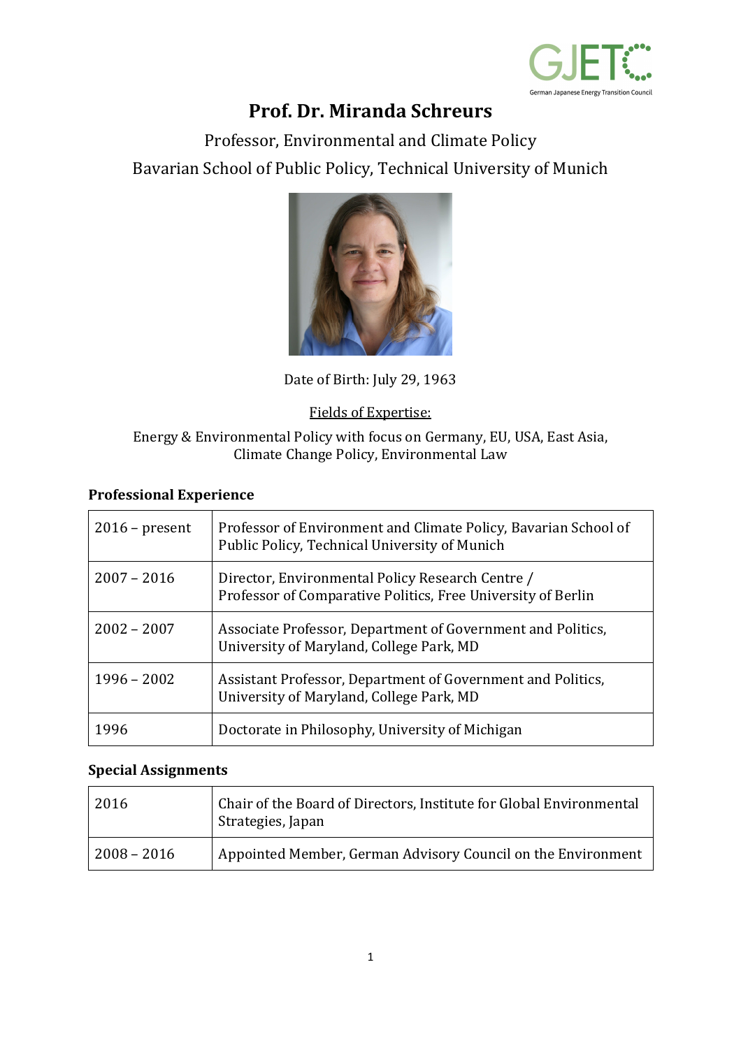# Prof. Dr. Miranda Schreurs

Professor, Environmental and Climate Policy

Bavarian School of Public Policy, Technical University of Munich

Date of Birth: July 29, 1963

Fields of Expertise:

Energy & Environmental Policy with focus on Germany, EU, USA, East Asia, Climate Change Policy, Environmental Law

### Professional Experience

| 2016 – present | Professor of Environment and Climate Policy, Bavarian School of Public Policy, Technical University of Munich |
|---|---|
| 2007 – 2016 | Director, Environmental Policy Research Centre / Professor of Comparative Politics, Free University of Berlin |
| 2002 – 2007 | Associate Professor, Department of Government and Politics, University of Maryland, College Park, MD |
| 1996 – 2002 | Assistant Professor, Department of Government and Politics, University of Maryland, College Park, MD |
| 1996 | Doctorate in Philosophy, University of Michigan |

### Special Assignments

| 2016 | Chair of the Board of Directors, Institute for Global Environmental Strategies, Japan |
|---|---|
| 2008 – 2016 | Appointed Member, German Advisory Council on the Environment |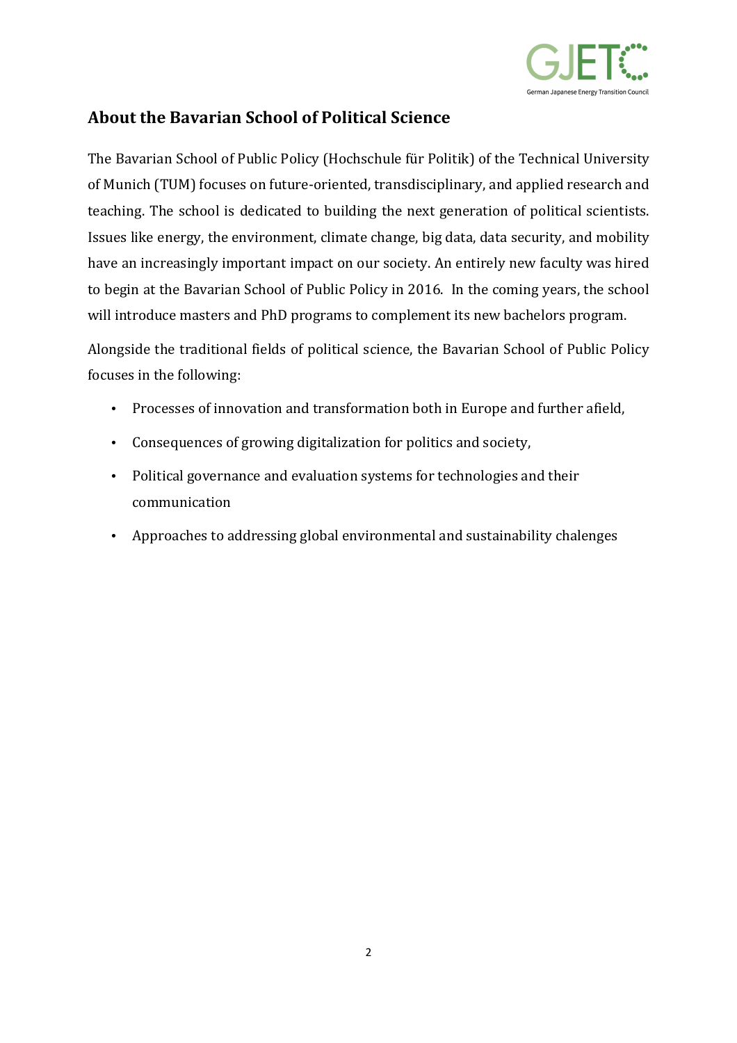## About the Bavarian School of Political Science

The Bavarian School of Public Policy (Hochschule für Politik) of the Technical University of Munich (TUM) focuses on future-oriented, transdisciplinary, and applied research and teaching. The school is dedicated to building the next generation of political scientists. Issues like energy, the environment, climate change, big data, data security, and mobility have an increasingly important impact on our society. An entirely new faculty was hired to begin at the Bavarian School of Public Policy in 2016. In the coming years, the school will introduce masters and PhD programs to complement its new bachelors program.

Alongside the traditional fields of political science, the Bavarian School of Public Policy focuses in the following:

- Processes of innovation and transformation both in Europe and further afield,
- Consequences of growing digitalization for politics and society,
- Political governance and evaluation systems for technologies and their communication
- Approaches to addressing global environmental and sustainability chalenges